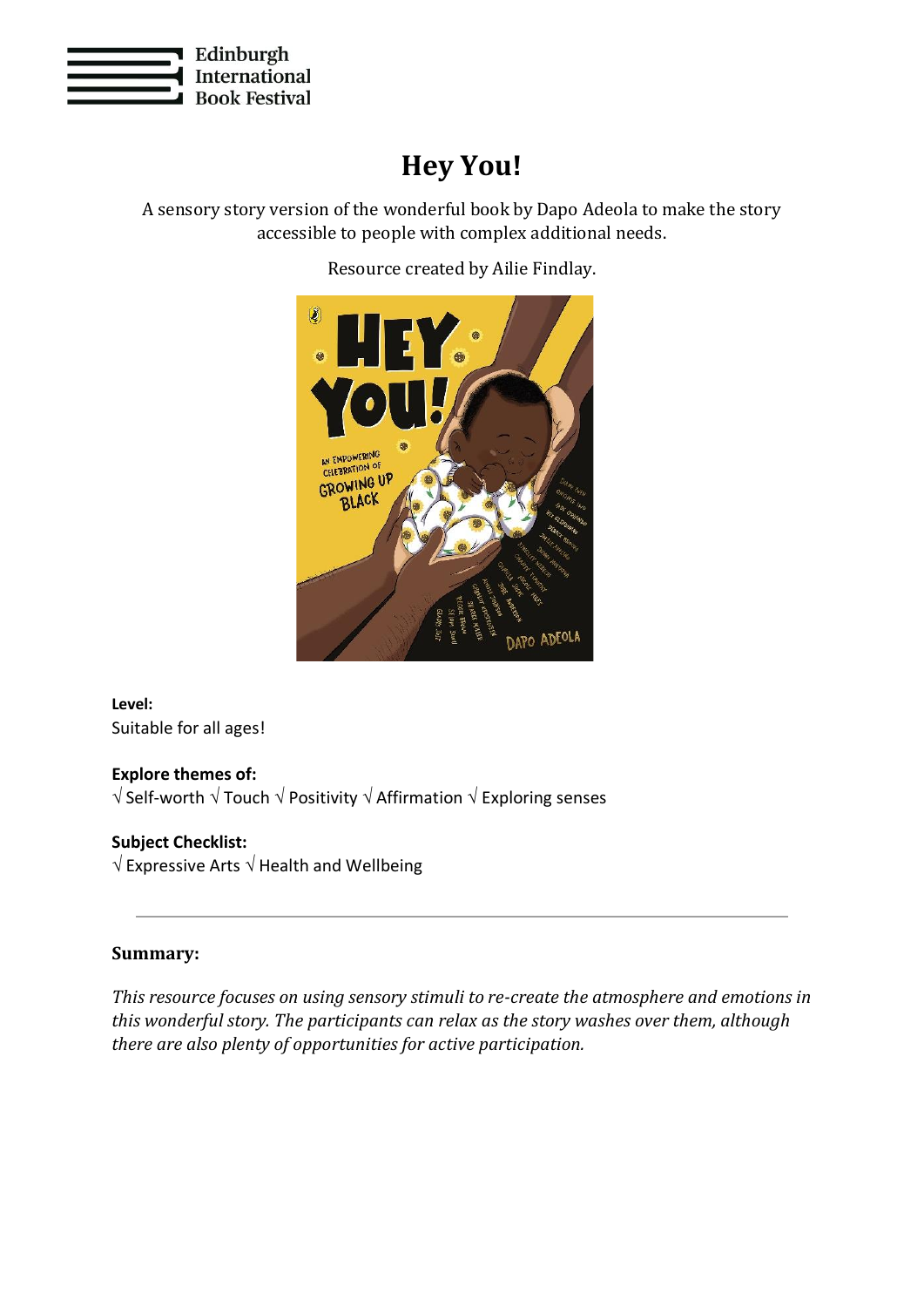Edinburgh International Book Festival

# Hey You!

A sensory story version of the wonderful book by Dapo Adeola to make the story accessible to people with complex additional needs.

Resource created by Ailie Findlay.

**Level:**
Suitable for all ages!

**Explore themes of:**
√ Self-worth √ Touch √ Positivity √ Affirmation √ Exploring senses

**Subject Checklist:**
√ Expressive Arts √ Health and Wellbeing

---

**Summary:**

*This resource focuses on using sensory stimuli to re-create the atmosphere and emotions in this wonderful story. The participants can relax as the story washes over them, although there are also plenty of opportunities for active participation.*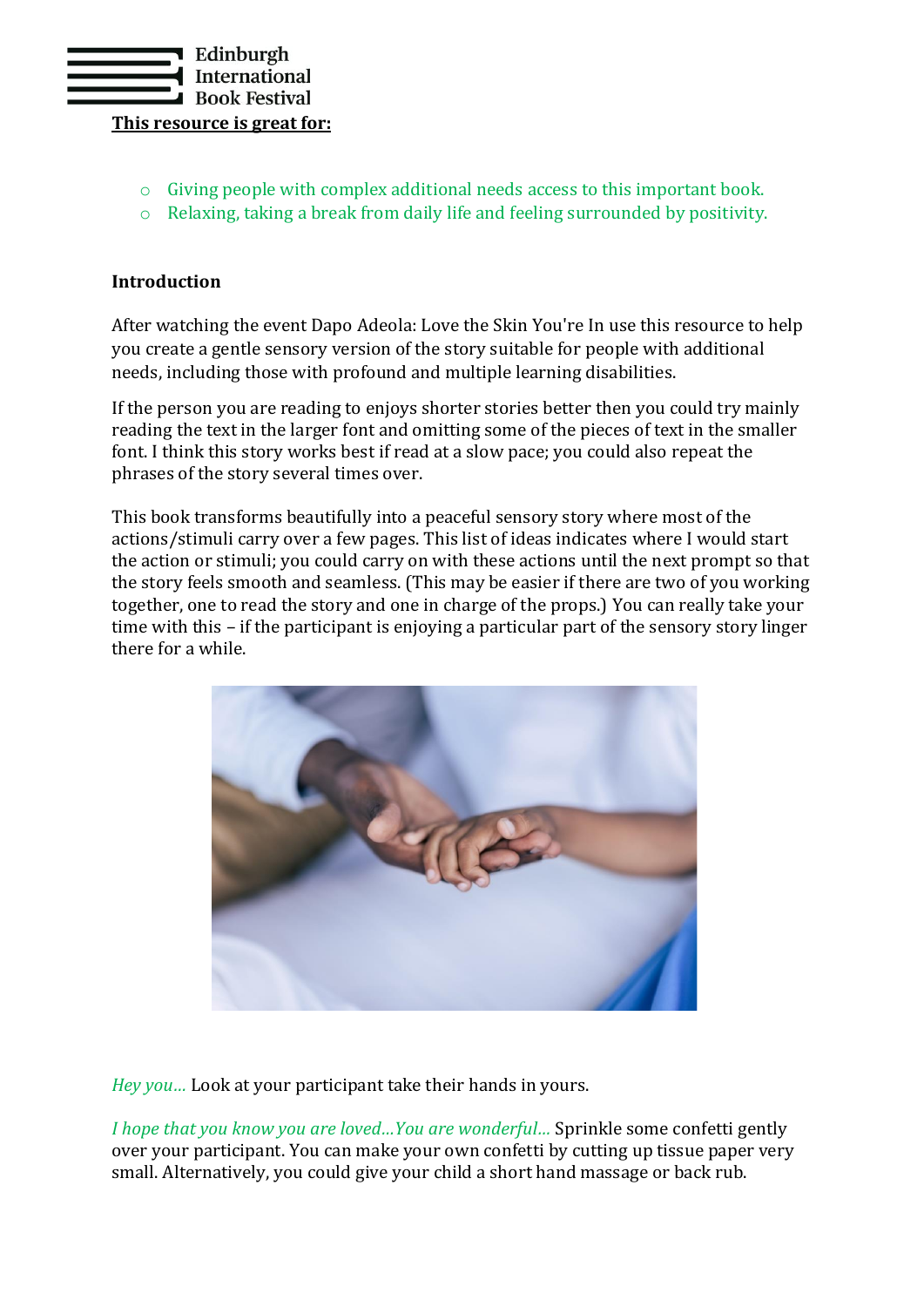**This resource is great for:**

- Giving people with complex additional needs access to this important book.
- Relaxing, taking a break from daily life and feeling surrounded by positivity.

**Introduction**

After watching the event Dapo Adeola: Love the Skin You're In use this resource to help you create a gentle sensory version of the story suitable for people with additional needs, including those with profound and multiple learning disabilities.

If the person you are reading to enjoys shorter stories better then you could try mainly reading the text in the larger font and omitting some of the pieces of text in the smaller font. I think this story works best if read at a slow pace; you could also repeat the phrases of the story several times over.

This book transforms beautifully into a peaceful sensory story where most of the actions/stimuli carry over a few pages. This list of ideas indicates where I would start the action or stimuli; you could carry on with these actions until the next prompt so that the story feels smooth and seamless. (This may be easier if there are two of you working together, one to read the story and one in charge of the props.) You can really take your time with this – if the participant is enjoying a particular part of the sensory story linger there for a while.

*Hey you…* Look at your participant take their hands in yours.

*I hope that you know you are loved…You are wonderful…* Sprinkle some confetti gently over your participant. You can make your own confetti by cutting up tissue paper very small. Alternatively, you could give your child a short hand massage or back rub.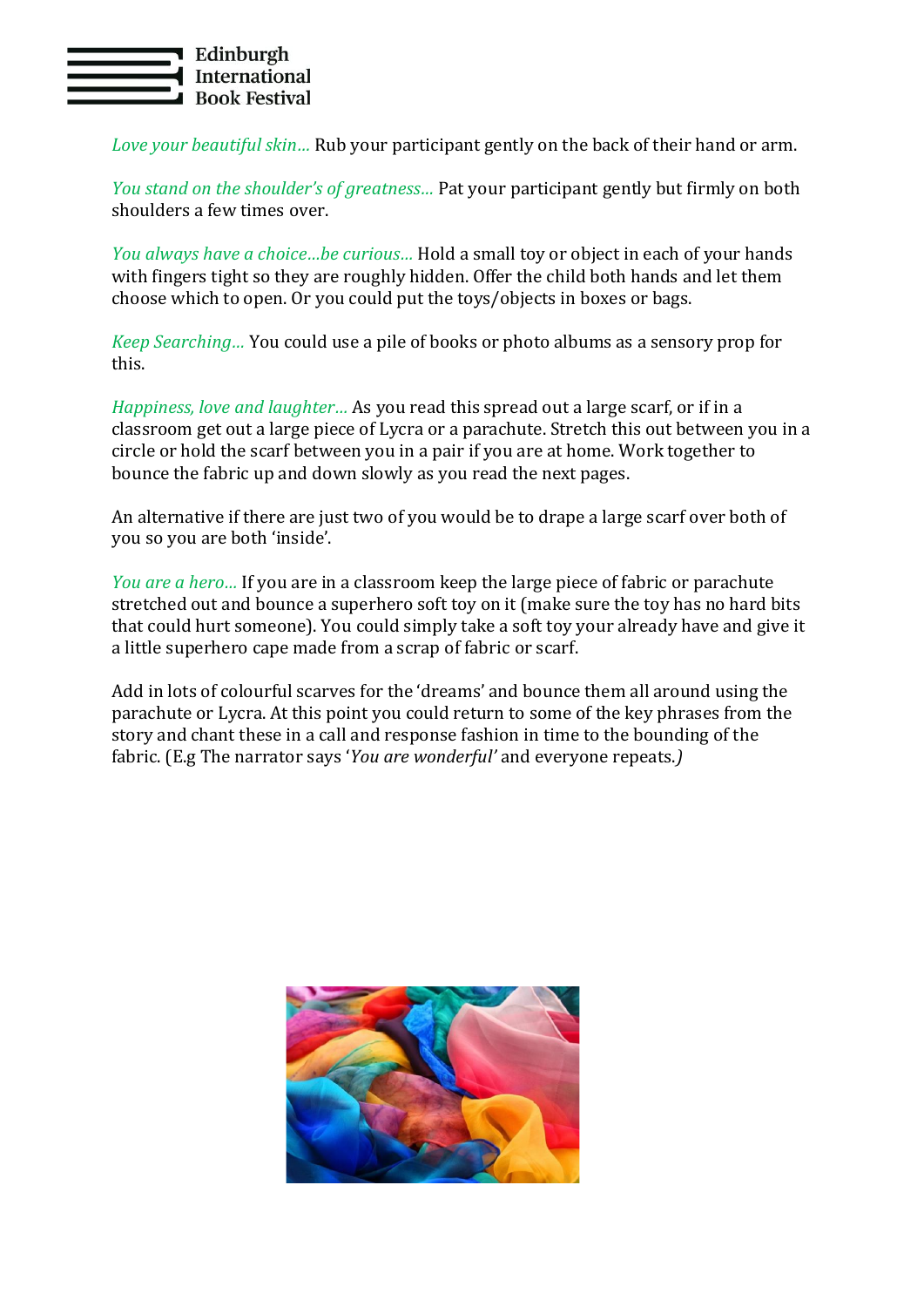*Love your beautiful skin...* Rub your participant gently on the back of their hand or arm.

*You stand on the shoulder's of greatness...* Pat your participant gently but firmly on both shoulders a few times over.

*You always have a choice...be curious...* Hold a small toy or object in each of your hands with fingers tight so they are roughly hidden. Offer the child both hands and let them choose which to open. Or you could put the toys/objects in boxes or bags.

*Keep Searching...* You could use a pile of books or photo albums as a sensory prop for this.

*Happiness, love and laughter...* As you read this spread out a large scarf, or if in a classroom get out a large piece of Lycra or a parachute. Stretch this out between you in a circle or hold the scarf between you in a pair if you are at home. Work together to bounce the fabric up and down slowly as you read the next pages.

An alternative if there are just two of you would be to drape a large scarf over both of you so you are both 'inside'.

*You are a hero...* If you are in a classroom keep the large piece of fabric or parachute stretched out and bounce a superhero soft toy on it (make sure the toy has no hard bits that could hurt someone). You could simply take a soft toy your already have and give it a little superhero cape made from a scrap of fabric or scarf.

Add in lots of colourful scarves for the 'dreams' and bounce them all around using the parachute or Lycra. At this point you could return to some of the key phrases from the story and chant these in a call and response fashion in time to the bounding of the fabric. (E.g The narrator says '*You are wonderful*' and everyone repeats.)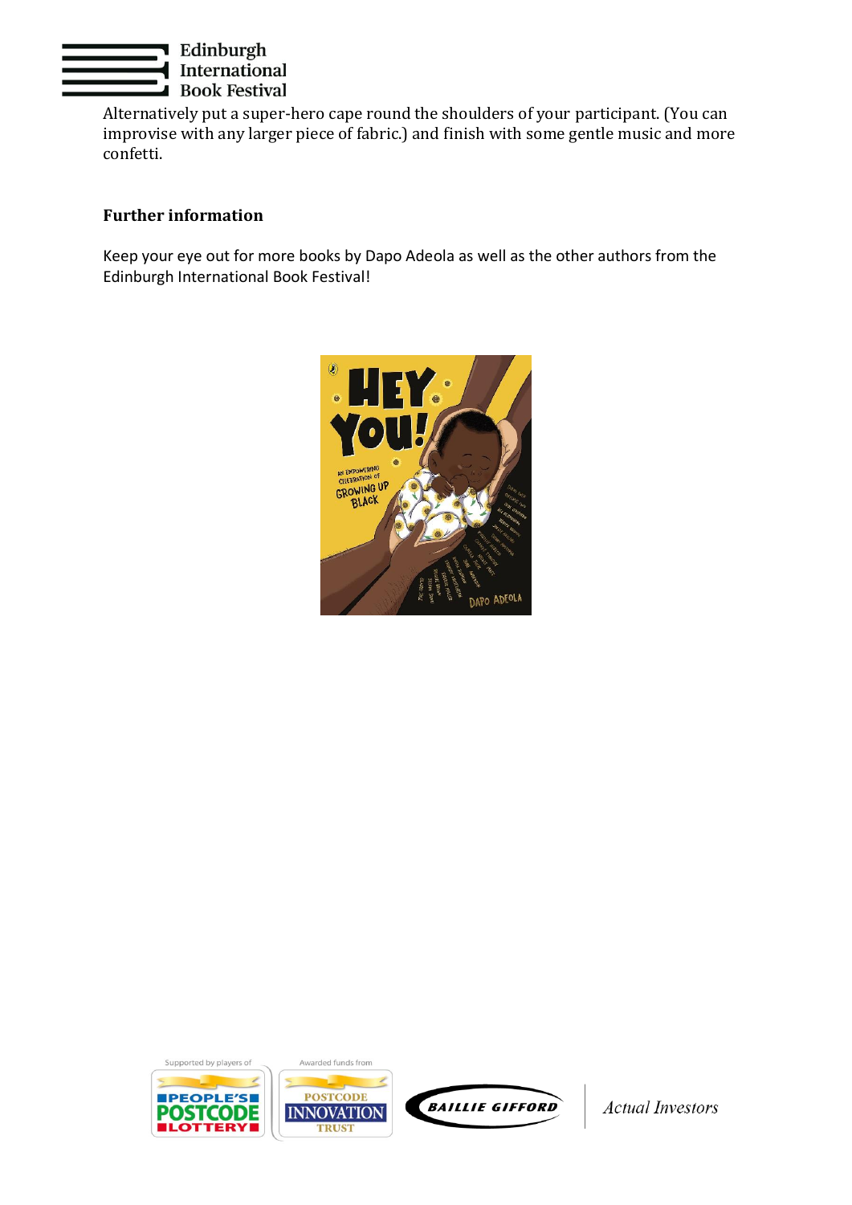Alternatively put a super-hero cape round the shoulders of your participant. (You can improvise with any larger piece of fabric.) and finish with some gentle music and more confetti.

**Further information**

Keep your eye out for more books by Dapo Adeola as well as the other authors from the Edinburgh International Book Festival!